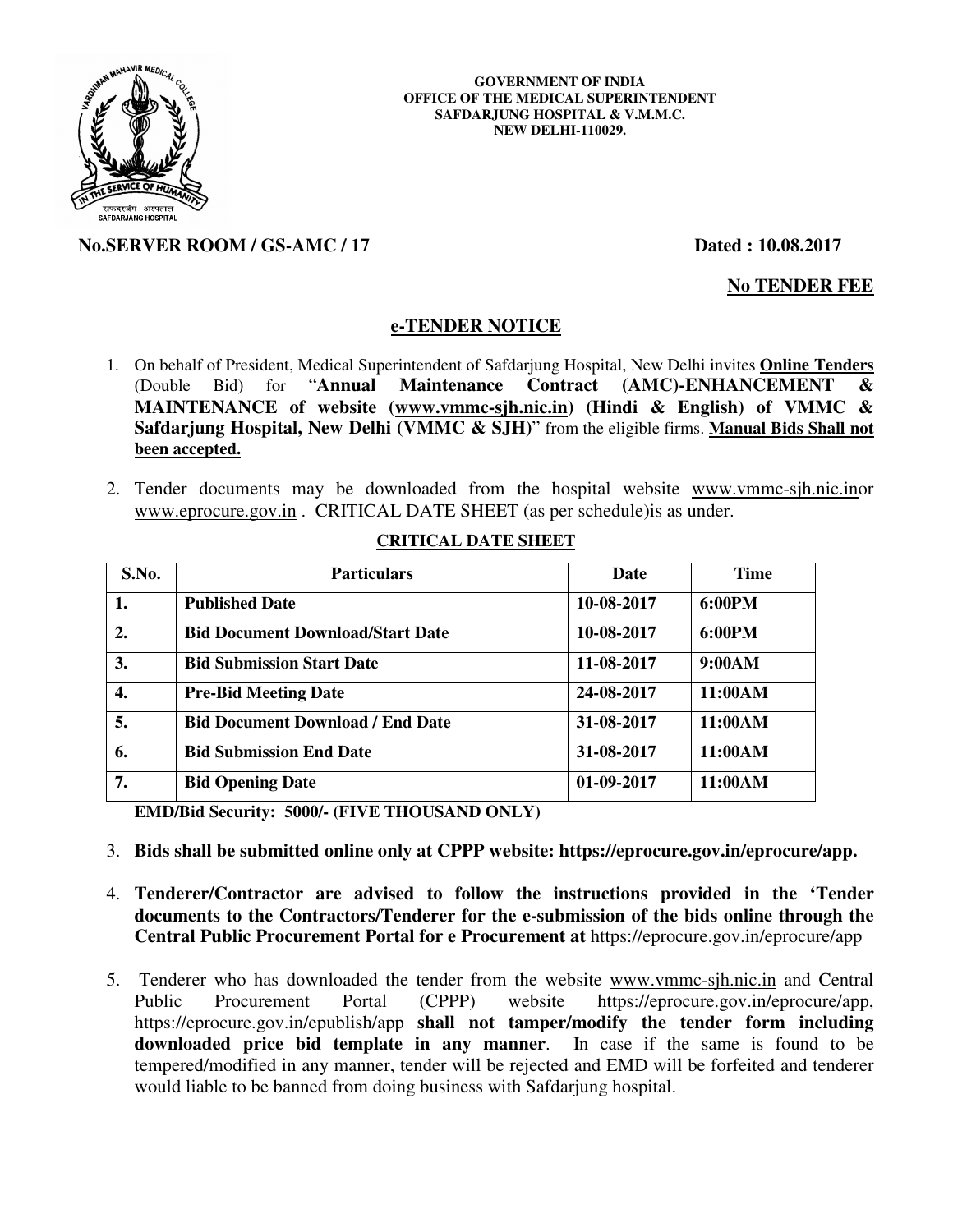**GOVERNMENT OF INDIA**
**OFFICE OF THE MEDICAL SUPERINTENDENT**
**SAFDARJUNG HOSPITAL & V.M.M.C.**
**NEW DELHI-110029.**

**No.SERVER ROOM / GS-AMC / 17** **Dated : 10.08.2017**

**No TENDER FEE**

## e-TENDER NOTICE

1. On behalf of President, Medical Superintendent of Safdarjung Hospital, New Delhi invites **Online Tenders** (Double Bid) for "**Annual Maintenance Contract (AMC)-ENHANCEMENT & MAINTENANCE of website (www.vmmc-sjh.nic.in) (Hindi & English) of VMMC & Safdarjung Hospital, New Delhi (VMMC & SJH)**" from the eligible firms. **Manual Bids Shall not been accepted.**

2. Tender documents may be downloaded from the hospital website www.vmmc-sjh.nic.inor www.eprocure.gov.in . CRITICAL DATE SHEET (as per schedule)is as under.

**CRITICAL DATE SHEET**

| S.No. | Particulars | Date | Time |
|---|---|---|---|
| 1. | Published Date | 10-08-2017 | 6:00PM |
| 2. | Bid Document Download/Start Date | 10-08-2017 | 6:00PM |
| 3. | Bid Submission Start Date | 11-08-2017 | 9:00AM |
| 4. | Pre-Bid Meeting Date | 24-08-2017 | 11:00AM |
| 5. | Bid Document Download / End Date | 31-08-2017 | 11:00AM |
| 6. | Bid Submission End Date | 31-08-2017 | 11:00AM |
| 7. | Bid Opening Date | 01-09-2017 | 11:00AM |

**EMD/Bid Security: 5000/- (FIVE THOUSAND ONLY)**

3. **Bids shall be submitted online only at CPPP website: https://eprocure.gov.in/eprocure/app.**

4. **Tenderer/Contractor are advised to follow the instructions provided in the 'Tender documents to the Contractors/Tenderer for the e-submission of the bids online through the Central Public Procurement Portal for e Procurement at** https://eprocure.gov.in/eprocure/app

5. Tenderer who has downloaded the tender from the website www.vmmc-sjh.nic.in and Central Public Procurement Portal (CPPP) website https://eprocure.gov.in/eprocure/app, https://eprocure.gov.in/epublish/app **shall not tamper/modify the tender form including downloaded price bid template in any manner**. In case if the same is found to be tempered/modified in any manner, tender will be rejected and EMD will be forfeited and tenderer would liable to be banned from doing business with Safdarjung hospital.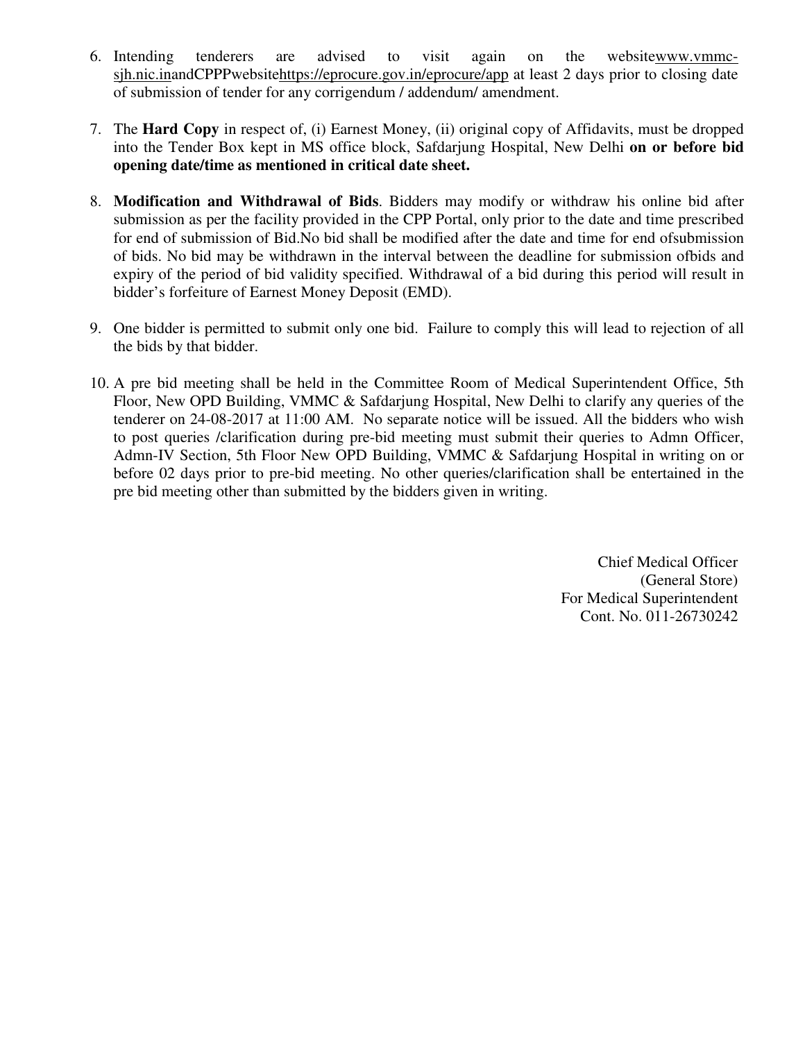6. Intending tenderers are advised to visit again on the websitewww.vmmc-sjh.nic.inandCPPPwebsitehttps://eprocure.gov.in/eprocure/app at least 2 days prior to closing date of submission of tender for any corrigendum / addendum/ amendment.

7. The **Hard Copy** in respect of, (i) Earnest Money, (ii) original copy of Affidavits, must be dropped into the Tender Box kept in MS office block, Safdarjung Hospital, New Delhi **on or before bid opening date/time as mentioned in critical date sheet.**

8. **Modification and Withdrawal of Bids**. Bidders may modify or withdraw his online bid after submission as per the facility provided in the CPP Portal, only prior to the date and time prescribed for end of submission of Bid.No bid shall be modified after the date and time for end ofsubmission of bids. No bid may be withdrawn in the interval between the deadline for submission ofbids and expiry of the period of bid validity specified. Withdrawal of a bid during this period will result in bidder's forfeiture of Earnest Money Deposit (EMD).

9. One bidder is permitted to submit only one bid. Failure to comply this will lead to rejection of all the bids by that bidder.

10. A pre bid meeting shall be held in the Committee Room of Medical Superintendent Office, 5th Floor, New OPD Building, VMMC & Safdarjung Hospital, New Delhi to clarify any queries of the tenderer on 24-08-2017 at 11:00 AM. No separate notice will be issued. All the bidders who wish to post queries /clarification during pre-bid meeting must submit their queries to Admn Officer, Admn-IV Section, 5th Floor New OPD Building, VMMC & Safdarjung Hospital in writing on or before 02 days prior to pre-bid meeting. No other queries/clarification shall be entertained in the pre bid meeting other than submitted by the bidders given in writing.

Chief Medical Officer
(General Store)
For Medical Superintendent
Cont. No. 011-26730242